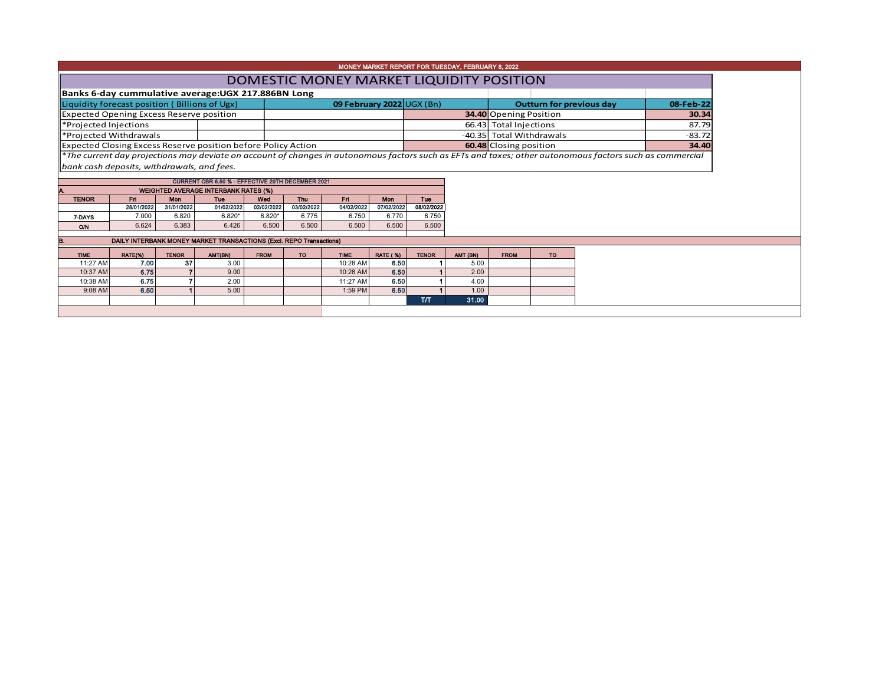MONEY MARKET REPORT FOR TUESDAY, FEBRUARY 8, 2022

# DOMESTIC MONEY MARKET LIQUIDITY POSITION

**Banks 6-day cummulative average:UGX 217.886BN Long**

| Liquidity forecast position ( Billions of Ugx) | 09 February 2022 UGX (Bn) | Outturn for previous day | 08-Feb-22 |
|---|---|---|---|
| Expected Opening Excess Reserve position | **34.40** | Opening Position | **30.34** |
| *Projected Injections | 66.43 | Total Injections | 87.79 |
| *Projected Withdrawals | -40.35 | Total Withdrawals | -83.72 |
| Expected Closing Excess Reserve position before Policy Action | **60.48** | Closing position | **34.40** |

*\*The current day projections may deviate on account of changes in autonomous factors such as EFTs and taxes; other autonomous factors such as commercial bank cash deposits, withdrawals, and fees.*

CURRENT CBR 6.50 % - EFFECTIVE 20TH DECEMBER 2021

**A. WEIGHTED AVERAGE INTERBANK RATES (%)**

| TENOR | Fri 28/01/2022 | Mon 31/01/2022 | Tue 01/02/2022 | Wed 02/02/2022 | Thu 03/02/2022 | Fri 04/02/2022 | Mon 07/02/2022 | Tue 08/02/2022 |
|---|---|---|---|---|---|---|---|---|
| 7-DAYS | 7.000 | 6.820 | 6.820* | 6.820* | 6.775 | 6.750 | 6.770 | 6.750 |
| O/N | 6.624 | 6.383 | 6.426 | 6.500 | 6.500 | 6.500 | 6.500 | 6.500 |

**B. DAILY INTERBANK MONEY MARKET TRANSACTIONS (Excl. REPO Transactions)**

| TIME | RATE(%) | TENOR | AMT(BN) | FROM | TO | TIME | RATE ( %) | TENOR | AMT (BN) | FROM | TO |
|---|---|---|---|---|---|---|---|---|---|---|---|
| 11:27 AM | 7.00 | 37 | 3.00 | | | 10:28 AM | 6.50 | 1 | 5.00 | | |
| 10:37 AM | 6.75 | 7 | 9.00 | | | 10:28 AM | 6.50 | 1 | 2.00 | | |
| 10:38 AM | 6.75 | 7 | 2.00 | | | 11:27 AM | 6.50 | 1 | 4.00 | | |
| 9:08 AM | 6.50 | 1 | 5.00 | | | 1:59 PM | 6.50 | 1 | 1.00 | | |
| | | | | | | | | T/T | 31.00 | | |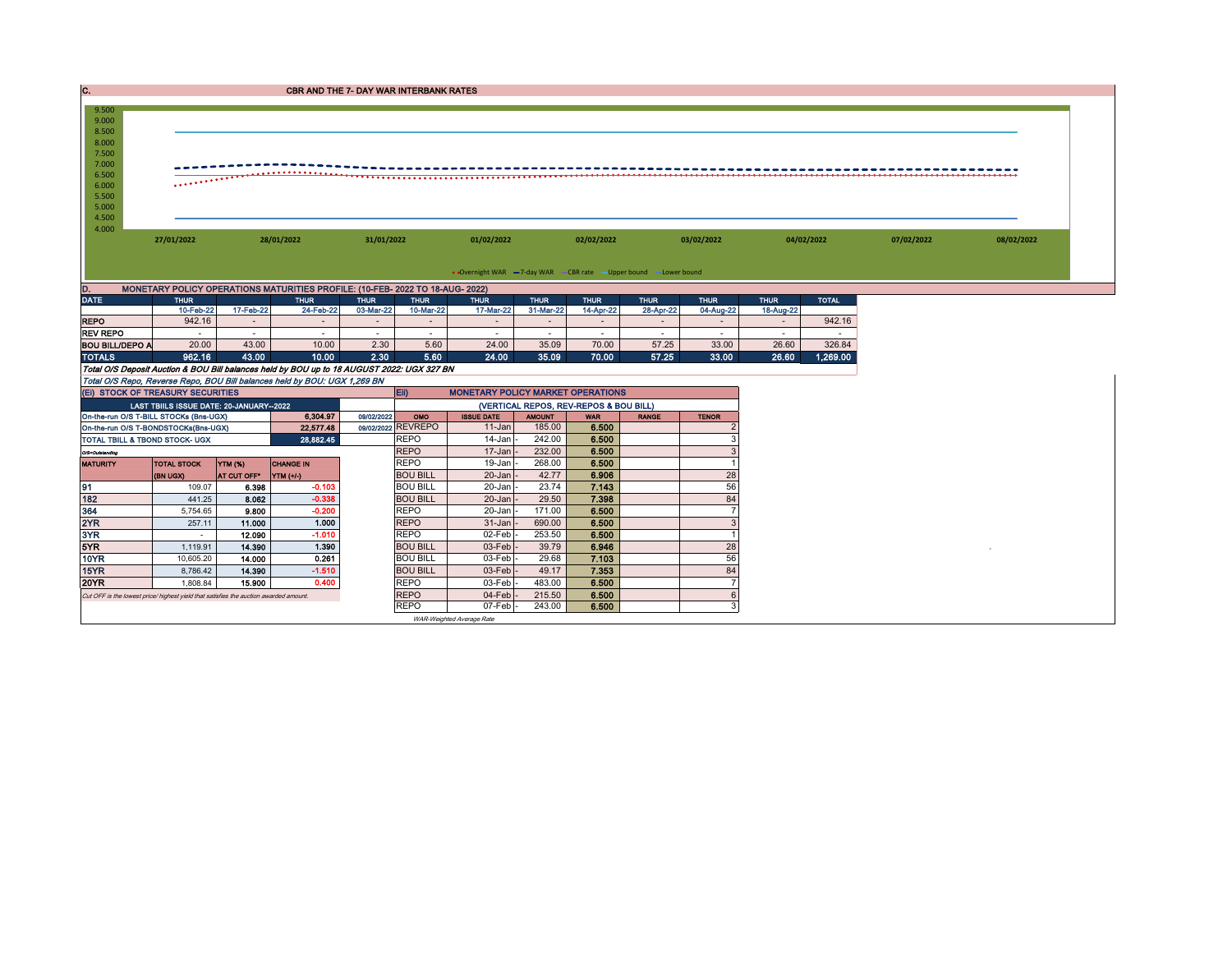## C. CBR AND THE 7- DAY WAR INTERBANK RATES

9.500
9.000
8.500
8.000
7.500
7.000
6.500
6.000
5.500
5.000
4.500
4.000

27/01/2022 28/01/2022 31/01/2022 01/02/2022 02/02/2022 03/02/2022 04/02/2022 07/02/2022 08/02/2022

Overnight WAR — 7-day WAR — CBR rate — Upper bound — Lower bound

## D. MONETARY POLICY OPERATIONS MATURITIES PROFILE: (10-FEB- 2022 TO 18-AUG- 2022)

| DATE | THUR | THUR | THUR | THUR | THUR | THUR | THUR | THUR | THUR | THUR | THUR | TOTAL |
|---|---|---|---|---|---|---|---|---|---|---|---|---|
| | 10-Feb-22 | 17-Feb-22 | 24-Feb-22 | 03-Mar-22 | 10-Mar-22 | 17-Mar-22 | 31-Mar-22 | 14-Apr-22 | 28-Apr-22 | 04-Aug-22 | 18-Aug-22 | |
| REPO | 942.16 | - | - | - | - | - | - | - | - | - | - | 942.16 |
| REV REPO | - | - | - | - | - | - | - | - | - | - | - | - |
| BOU BILL/DEPO A | 20.00 | 43.00 | 10.00 | 2.30 | 5.60 | 24.00 | 35.09 | 70.00 | 57.25 | 33.00 | 26.60 | 326.84 |
| TOTALS | 962.16 | 43.00 | 10.00 | 2.30 | 5.60 | 24.00 | 35.09 | 70.00 | 57.25 | 33.00 | 26.60 | 1,269.00 |

*Total O/S Deposit Auction & BOU Bill balances held by BOU up to 18 AUGUST 2022: UGX 327 BN*

*Total O/S Repo, Reverse Repo, BOU Bill balances held by BOU: UGX 1,269 BN*

### (Ei) STOCK OF TREASURY SECURITIES

| LAST TBIILS ISSUE DATE: 20-JANUARY--2022 | | |
|---|---|---|
| On-the-run O/S T-BILL STOCKs (Bns-UGX) | 6,304.97 | 09/02/2022 |
| On-the-run O/S T-BONDSTOCKs(Bns-UGX) | 22,577.48 | 09/02/2022 |
| TOTAL TBILL & TBOND STOCK- UGX | 28,882.45 | |

O/S=Outstanding

| MATURITY | TOTAL STOCK (BN UGX) | YTM (%) AT CUT OFF* | CHANGE IN YTM (+/-) |
|---|---|---|---|
| 91 | 109.07 | 6.398 | -0.103 |
| 182 | 441.25 | 8.062 | -0.338 |
| 364 | 5,754.65 | 9.800 | -0.200 |
| 2YR | 257.11 | 11.000 | 1.000 |
| 3YR | - | 12.090 | -1.010 |
| 5YR | 1,119.91 | 14.390 | 1.390 |
| 10YR | 10,605.20 | 14.000 | 0.261 |
| 15YR | 8,786.42 | 14.390 | -1.510 |
| 20YR | 1,808.84 | 15.900 | 0.400 |

*Cut OFF is the lowest price/ highest yield that satisfies the auction awarded amount.*

### Eii) MONETARY POLICY MARKET OPERATIONS

(VERTICAL REPOS, REV-REPOS & BOU BILL)

| OMO | ISSUE DATE | AMOUNT | WAR | RANGE | TENOR |
|---|---|---|---|---|---|
| REVREPO | 11-Jan | 185.00 | 6.500 | | 2 |
| REPO | 14-Jan | 242.00 | 6.500 | | 3 |
| REPO | 17-Jan | 232.00 | 6.500 | | 3 |
| REPO | 19-Jan | 268.00 | 6.500 | | 1 |
| BOU BILL | 20-Jan | 42.77 | 6.906 | | 28 |
| BOU BILL | 20-Jan | 23.74 | 7.143 | | 56 |
| BOU BILL | 20-Jan | 29.50 | 7.398 | | 84 |
| REPO | 20-Jan | 171.00 | 6.500 | | 7 |
| REPO | 31-Jan | 690.00 | 6.500 | | 3 |
| REPO | 02-Feb | 253.50 | 6.500 | | 1 |
| BOU BILL | 03-Feb | 39.79 | 6.946 | | 28 |
| BOU BILL | 03-Feb | 29.68 | 7.103 | | 56 |
| BOU BILL | 03-Feb | 49.17 | 7.353 | | 84 |
| REPO | 03-Feb | 483.00 | 6.500 | | 7 |
| REPO | 04-Feb | 215.50 | 6.500 | | 6 |
| REPO | 07-Feb | 243.00 | 6.500 | | 3 |

*WAR-Weighted Average Rate*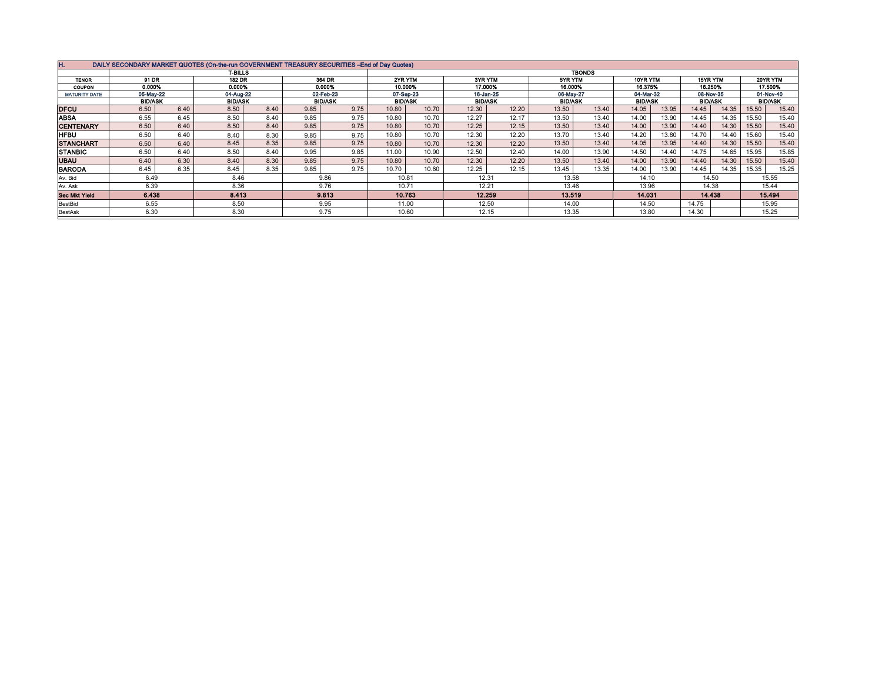## H. DAILY SECONDARY MARKET QUOTES (On-the-run GOVERNMENT TREASURY SECURITIES –End of Day Quotes)

| | T-BILLS | | | | | | TBONDS | | | | | | | | | | | |
|---|---|---|---|---|---|---|---|---|---|---|---|---|---|---|---|---|---|---|
| TENOR | 91 DR | | 182 DR | | 364 DR | | 2YR YTM | | 3YR YTM | | 5YR YTM | | 10YR YTM | | 15YR YTM | | 20YR YTM | |
| COUPON | 0.000% | | 0.000% | | 0.000% | | 10.000% | | 17.000% | | 16.000% | | 16.375% | | 16.250% | | 17.500% | |
| MATURITY DATE | 05-May-22 | | 04-Aug-22 | | 02-Feb-23 | | 07-Sep-23 | | 16-Jan-25 | | 06-May-27 | | 04-Mar-32 | | 08-Nov-35 | | 01-Nov-40 | |
| | BID/ASK | | BID/ASK | | BID/ASK | | BID/ASK | | BID/ASK | | BID/ASK | | BID/ASK | | BID/ASK | | BID/ASK | |
| DFCU | 6.50 | 6.40 | 8.50 | 8.40 | 9.85 | 9.75 | 10.80 | 10.70 | 12.30 | 12.20 | 13.50 | 13.40 | 14.05 | 13.95 | 14.45 | 14.35 | 15.50 | 15.40 |
| ABSA | 6.55 | 6.45 | 8.50 | 8.40 | 9.85 | 9.75 | 10.80 | 10.70 | 12.27 | 12.17 | 13.50 | 13.40 | 14.00 | 13.90 | 14.45 | 14.35 | 15.50 | 15.40 |
| CENTENARY | 6.50 | 6.40 | 8.50 | 8.40 | 9.85 | 9.75 | 10.80 | 10.70 | 12.25 | 12.15 | 13.50 | 13.40 | 14.00 | 13.90 | 14.40 | 14.30 | 15.50 | 15.40 |
| HFBU | 6.50 | 6.40 | 8.40 | 8.30 | 9.85 | 9.75 | 10.80 | 10.70 | 12.30 | 12.20 | 13.70 | 13.40 | 14.20 | 13.80 | 14.70 | 14.40 | 15.60 | 15.40 |
| STANCHART | 6.50 | 6.40 | 8.45 | 8.35 | 9.85 | 9.75 | 10.80 | 10.70 | 12.30 | 12.20 | 13.50 | 13.40 | 14.05 | 13.95 | 14.40 | 14.30 | 15.50 | 15.40 |
| STANBIC | 6.50 | 6.40 | 8.50 | 8.40 | 9.95 | 9.85 | 11.00 | 10.90 | 12.50 | 12.40 | 14.00 | 13.90 | 14.50 | 14.40 | 14.75 | 14.65 | 15.95 | 15.85 |
| UBAU | 6.40 | 6.30 | 8.40 | 8.30 | 9.85 | 9.75 | 10.80 | 10.70 | 12.30 | 12.20 | 13.50 | 13.40 | 14.00 | 13.90 | 14.40 | 14.30 | 15.50 | 15.40 |
| BARODA | 6.45 | 6.35 | 8.45 | 8.35 | 9.85 | 9.75 | 10.70 | 10.60 | 12.25 | 12.15 | 13.45 | 13.35 | 14.00 | 13.90 | 14.45 | 14.35 | 15.35 | 15.25 |
| Av. Bid | 6.49 | | 8.46 | | 9.86 | | 10.81 | | 12.31 | | 13.58 | | 14.10 | | 14.50 | | 15.55 | |
| Av. Ask | 6.39 | | 8.36 | | 9.76 | | 10.71 | | 12.21 | | 13.46 | | 13.96 | | 14.38 | | 15.44 | |
| Sec Mkt Yield | 6.438 | | 8.413 | | 9.813 | | 10.763 | | 12.259 | | 13.519 | | 14.031 | | 14.438 | | 15.494 | |
| BestBid | 6.55 | | 8.50 | | 9.95 | | 11.00 | | 12.50 | | 14.00 | | 14.50 | | 14.75 | | 15.95 | |
| BestAsk | 6.30 | | 8.30 | | 9.75 | | 10.60 | | 12.15 | | 13.35 | | 13.80 | | 14.30 | | 15.25 | |